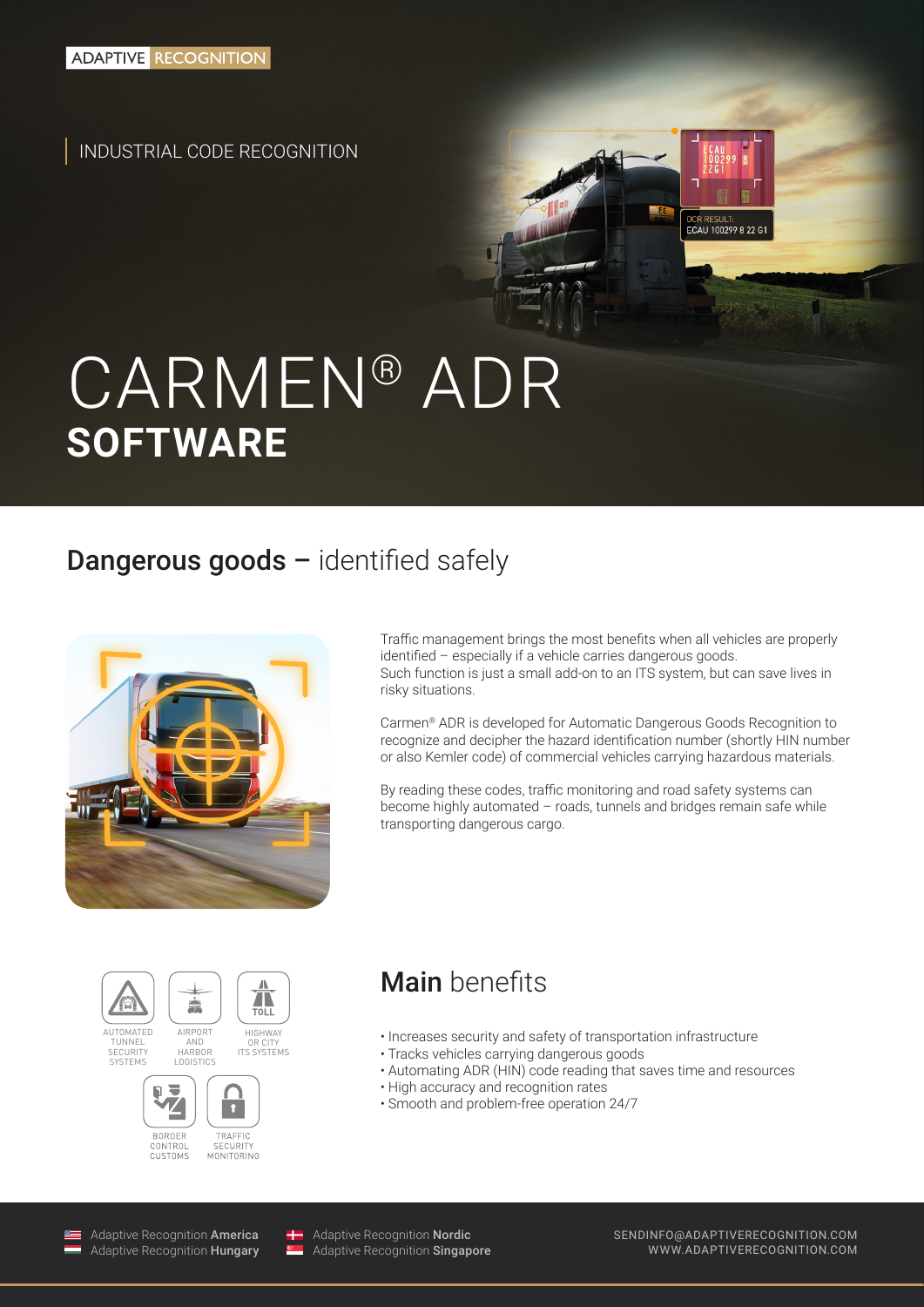ADAPTIVE RECOGNITION

INDUSTRIAL CODE RECOGNITION

# CARMEN® ADR
## SOFTWARE

## Dangerous goods – identified safely

Traffic management brings the most benefits when all vehicles are properly identified – especially if a vehicle carries dangerous goods.
Such function is just a small add-on to an ITS system, but can save lives in risky situations.

Carmen® ADR is developed for Automatic Dangerous Goods Recognition to recognize and decipher the hazard identification number (shortly HIN number or also Kemler code) of commercial vehicles carrying hazardous materials.

By reading these codes, traffic monitoring and road safety systems can become highly automated – roads, tunnels and bridges remain safe while transporting dangerous cargo.

- AUTOMATED TUNNEL SECURITY SYSTEMS
- AIRPORT AND HARBOR LOGISTICS
- HIGHWAY OR CITY ITS SYSTEMS
- BORDER CONTROL CUSTOMS
- TRAFFIC SECURITY MONITORING

## Main benefits

- Increases security and safety of transportation infrastructure
- Tracks vehicles carrying dangerous goods
- Automating ADR (HIN) code reading that saves time and resources
- High accuracy and recognition rates
- Smooth and problem-free operation 24/7

Adaptive Recognition **America**
Adaptive Recognition **Hungary**
Adaptive Recognition **Nordic**
Adaptive Recognition **Singapore**

SENDINFO@ADAPTIVERECOGNITION.COM
WWW.ADAPTIVERECOGNITION.COM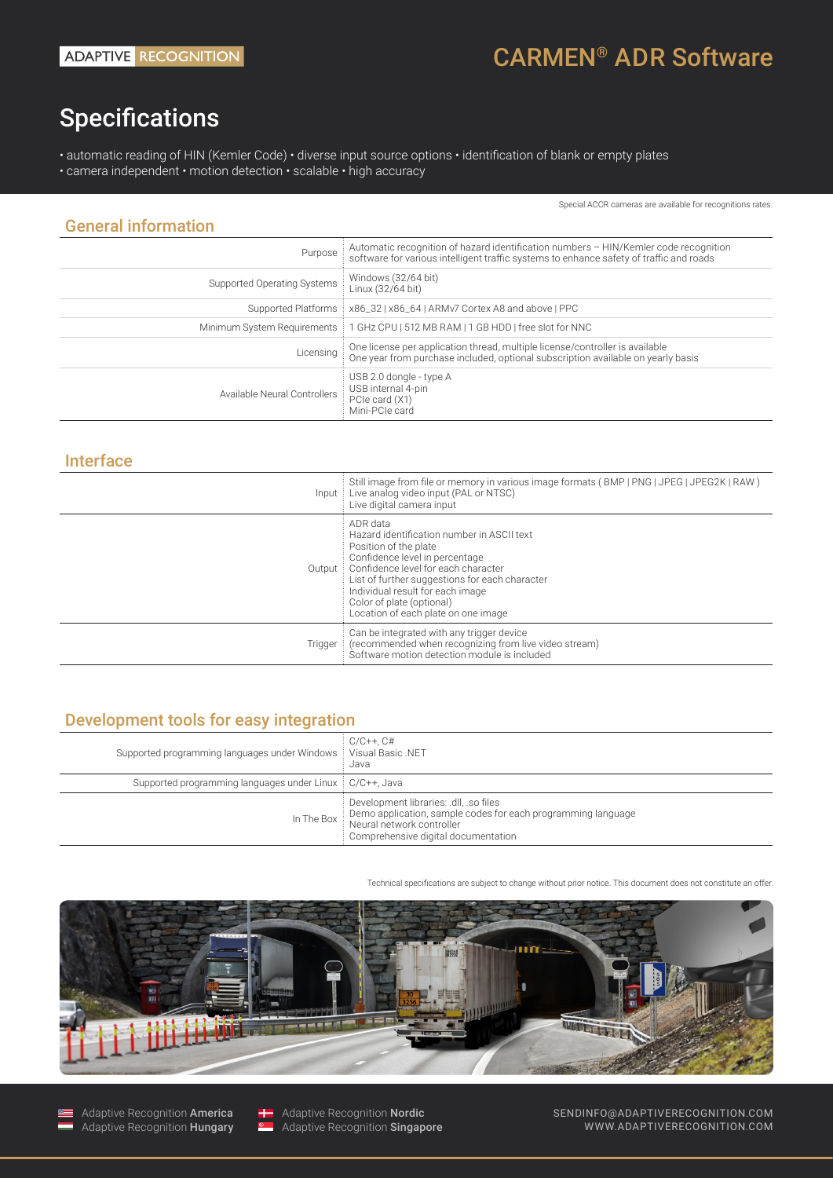ADAPTIVE RECOGNITION

# CARMEN® ADR Software

## Specifications

• automatic reading of HIN (Kemler Code) • diverse input source options • identification of blank or empty plates
• camera independent • motion detection • scalable • high accuracy

Special ACCR cameras are available for recognitions rates.

### General information

| | |
|---|---|
| Purpose | Automatic recognition of hazard identification numbers – HIN/Kemler code recognition software for various intelligent traffic systems to enhance safety of traffic and roads |
| Supported Operating Systems | Windows (32/64 bit)<br>Linux (32/64 bit) |
| Supported Platforms | x86_32 \| x86_64 \| ARMv7 Cortex A8 and above \| PPC |
| Minimum System Requirements | 1 GHz CPU \| 512 MB RAM \| 1 GB HDD \| free slot for NNC |
| Licensing | One license per application thread, multiple license/controller is available<br>One year from purchase included, optional subscription available on yearly basis |
| Available Neural Controllers | USB 2.0 dongle - type A<br>USB internal 4-pin<br>PCIe card (X1)<br>Mini-PCIe card |

### Interface

| | |
|---|---|
| Input | Still image from file or memory in various image formats ( BMP \| PNG \| JPEG \| JPEG2K \| RAW )<br>Live analog video input (PAL or NTSC)<br>Live digital camera input |
| Output | ADR data<br>Hazard identification number in ASCII text<br>Position of the plate<br>Confidence level in percentage<br>Confidence level for each character<br>List of further suggestions for each character<br>Individual result for each image<br>Color of plate (optional)<br>Location of each plate on one image |
| Trigger | Can be integrated with any trigger device<br>(recommended when recognizing from live video stream)<br>Software motion detection module is included |

### Development tools for easy integration

| | |
|---|---|
| Supported programming languages under Windows | C/C++, C#<br>Visual Basic .NET<br>Java |
| Supported programming languages under Linux | C/C++, Java |
| In The Box | Development libraries: .dll, .so files<br>Demo application, sample codes for each programming language<br>Neural network controller<br>Comprehensive digital documentation |

Technical specifications are subject to change without prior notice. This document does not constitute an offer.

Adaptive Recognition **America**
Adaptive Recognition **Hungary**
Adaptive Recognition **Nordic**
Adaptive Recognition **Singapore**

SENDINFO@ADAPTIVERECOGNITION.COM
WWW.ADAPTIVERECOGNITION.COM